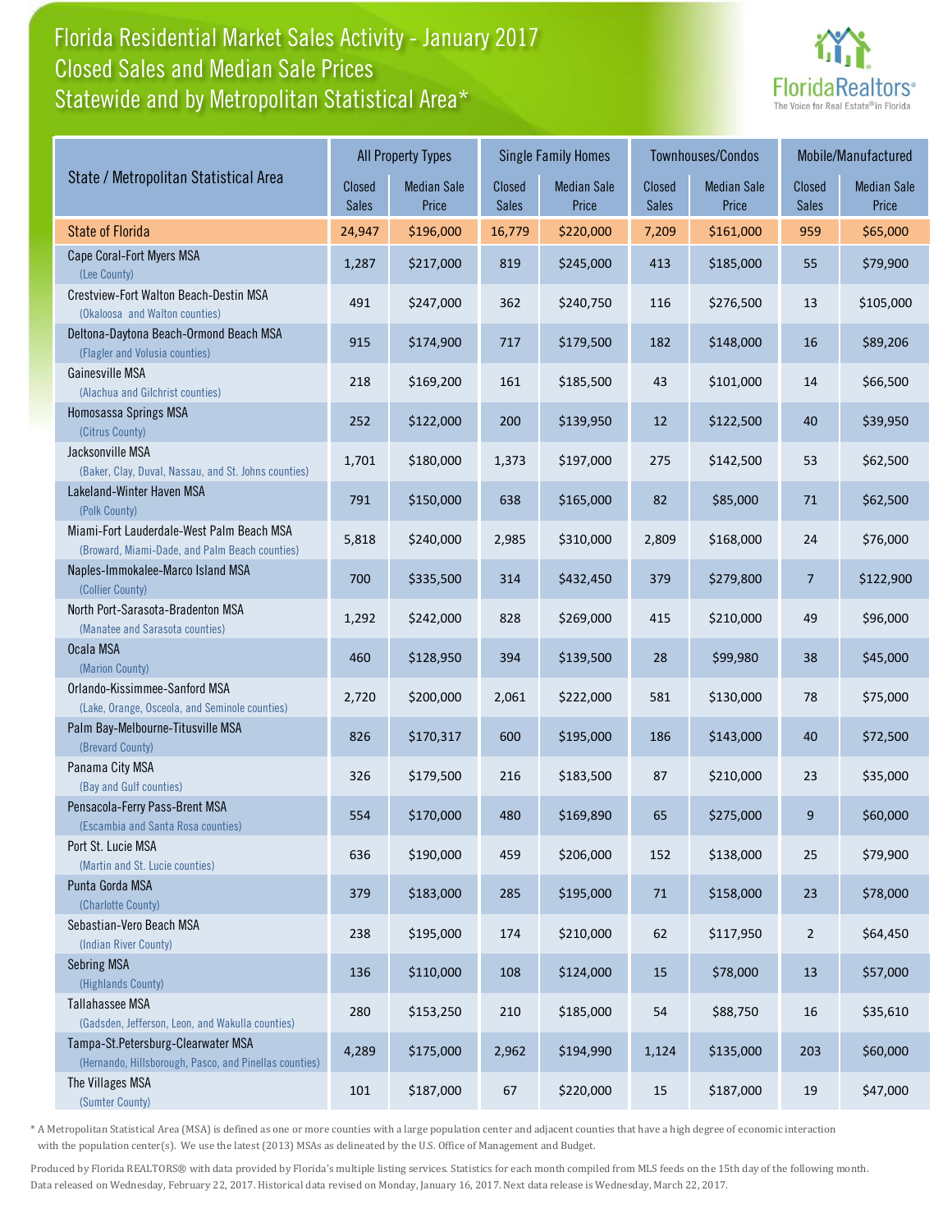# Florida Residential Market Sales Activity - January 2017
## Closed Sales and Median Sale Prices
## Statewide and by Metropolitan Statistical Area*

| State / Metropolitan Statistical Area | All Property Types | | Single Family Homes | | Townhouses/Condos | | Mobile/Manufactured | |
|---|---|---|---|---|---|---|---|---|
| | Closed Sales | Median Sale Price | Closed Sales | Median Sale Price | Closed Sales | Median Sale Price | Closed Sales | Median Sale Price |
| **State of Florida** | 24,947 | $196,000 | 16,779 | $220,000 | 7,209 | $161,000 | 959 | $65,000 |
| Cape Coral-Fort Myers MSA (Lee County) | 1,287 | $217,000 | 819 | $245,000 | 413 | $185,000 | 55 | $79,900 |
| Crestview-Fort Walton Beach-Destin MSA (Okaloosa and Walton counties) | 491 | $247,000 | 362 | $240,750 | 116 | $276,500 | 13 | $105,000 |
| Deltona-Daytona Beach-Ormond Beach MSA (Flagler and Volusia counties) | 915 | $174,900 | 717 | $179,500 | 182 | $148,000 | 16 | $89,206 |
| Gainesville MSA (Alachua and Gilchrist counties) | 218 | $169,200 | 161 | $185,500 | 43 | $101,000 | 14 | $66,500 |
| Homosassa Springs MSA (Citrus County) | 252 | $122,000 | 200 | $139,950 | 12 | $122,500 | 40 | $39,950 |
| Jacksonville MSA (Baker, Clay, Duval, Nassau, and St. Johns counties) | 1,701 | $180,000 | 1,373 | $197,000 | 275 | $142,500 | 53 | $62,500 |
| Lakeland-Winter Haven MSA (Polk County) | 791 | $150,000 | 638 | $165,000 | 82 | $85,000 | 71 | $62,500 |
| Miami-Fort Lauderdale-West Palm Beach MSA (Broward, Miami-Dade, and Palm Beach counties) | 5,818 | $240,000 | 2,985 | $310,000 | 2,809 | $168,000 | 24 | $76,000 |
| Naples-Immokalee-Marco Island MSA (Collier County) | 700 | $335,500 | 314 | $432,450 | 379 | $279,800 | 7 | $122,900 |
| North Port-Sarasota-Bradenton MSA (Manatee and Sarasota counties) | 1,292 | $242,000 | 828 | $269,000 | 415 | $210,000 | 49 | $96,000 |
| Ocala MSA (Marion County) | 460 | $128,950 | 394 | $139,500 | 28 | $99,980 | 38 | $45,000 |
| Orlando-Kissimmee-Sanford MSA (Lake, Orange, Osceola, and Seminole counties) | 2,720 | $200,000 | 2,061 | $222,000 | 581 | $130,000 | 78 | $75,000 |
| Palm Bay-Melbourne-Titusville MSA (Brevard County) | 826 | $170,317 | 600 | $195,000 | 186 | $143,000 | 40 | $72,500 |
| Panama City MSA (Bay and Gulf counties) | 326 | $179,500 | 216 | $183,500 | 87 | $210,000 | 23 | $35,000 |
| Pensacola-Ferry Pass-Brent MSA (Escambia and Santa Rosa counties) | 554 | $170,000 | 480 | $169,890 | 65 | $275,000 | 9 | $60,000 |
| Port St. Lucie MSA (Martin and St. Lucie counties) | 636 | $190,000 | 459 | $206,000 | 152 | $138,000 | 25 | $79,900 |
| Punta Gorda MSA (Charlotte County) | 379 | $183,000 | 285 | $195,000 | 71 | $158,000 | 23 | $78,000 |
| Sebastian-Vero Beach MSA (Indian River County) | 238 | $195,000 | 174 | $210,000 | 62 | $117,950 | 2 | $64,450 |
| Sebring MSA (Highlands County) | 136 | $110,000 | 108 | $124,000 | 15 | $78,000 | 13 | $57,000 |
| Tallahassee MSA (Gadsden, Jefferson, Leon, and Wakulla counties) | 280 | $153,250 | 210 | $185,000 | 54 | $88,750 | 16 | $35,610 |
| Tampa-St.Petersburg-Clearwater MSA (Hernando, Hillsborough, Pasco, and Pinellas counties) | 4,289 | $175,000 | 2,962 | $194,990 | 1,124 | $135,000 | 203 | $60,000 |
| The Villages MSA (Sumter County) | 101 | $187,000 | 67 | $220,000 | 15 | $187,000 | 19 | $47,000 |

\* A Metropolitan Statistical Area (MSA) is defined as one or more counties with a large population center and adjacent counties that have a high degree of economic interaction with the population center(s). We use the latest (2013) MSAs as delineated by the U.S. Office of Management and Budget.

Produced by Florida REALTORS® with data provided by Florida's multiple listing services. Statistics for each month compiled from MLS feeds on the 15th day of the following month. Data released on Wednesday, February 22, 2017. Historical data revised on Monday, January 16, 2017. Next data release is Wednesday, March 22, 2017.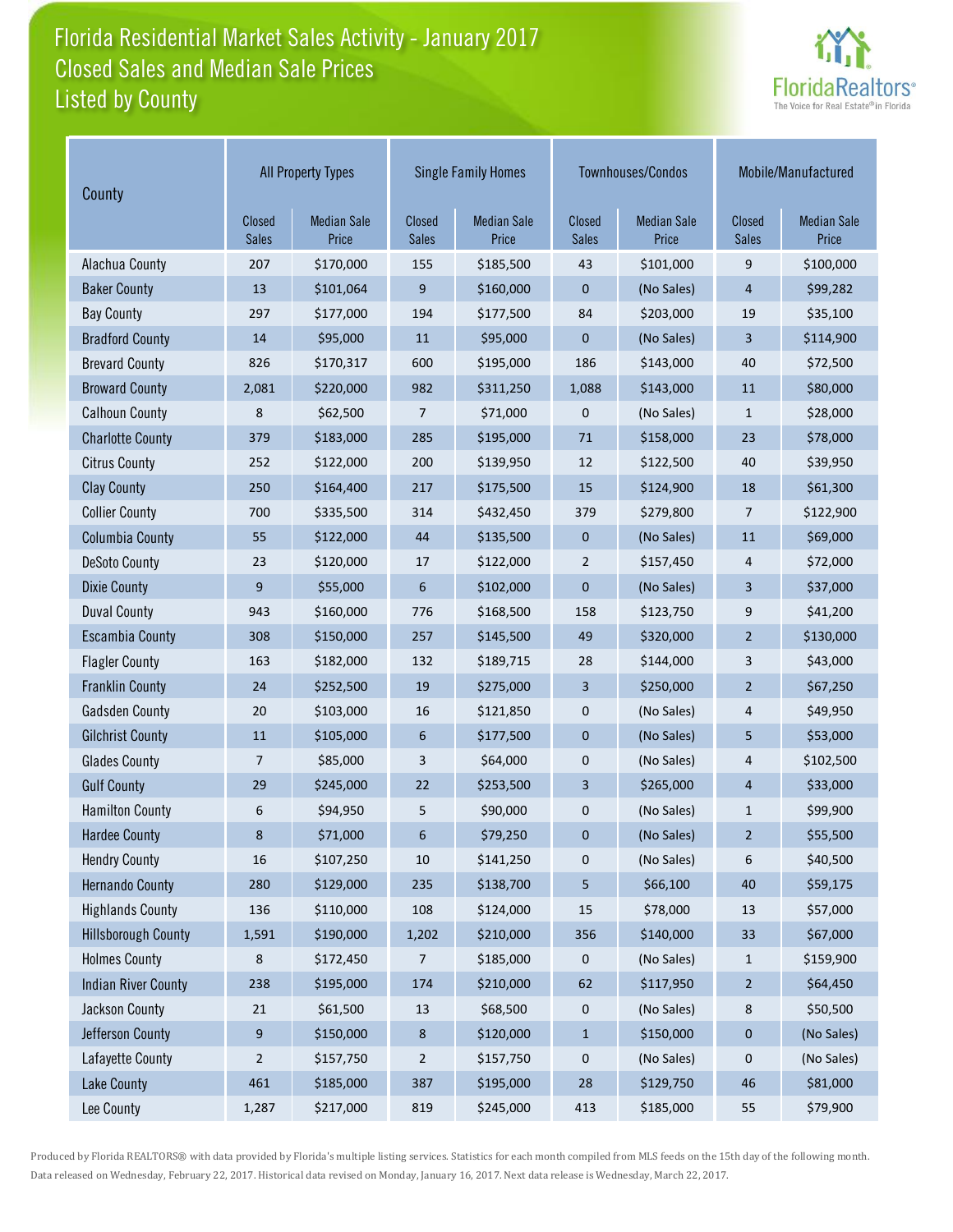# Florida Residential Market Sales Activity - January 2017
## Closed Sales and Median Sale Prices
## Listed by County

| County | All Property Types | | Single Family Homes | | Townhouses/Condos | | Mobile/Manufactured | |
|---|---|---|---|---|---|---|---|---|
| | Closed Sales | Median Sale Price | Closed Sales | Median Sale Price | Closed Sales | Median Sale Price | Closed Sales | Median Sale Price |
| Alachua County | 207 | $170,000 | 155 | $185,500 | 43 | $101,000 | 9 | $100,000 |
| Baker County | 13 | $101,064 | 9 | $160,000 | 0 | (No Sales) | 4 | $99,282 |
| Bay County | 297 | $177,000 | 194 | $177,500 | 84 | $203,000 | 19 | $35,100 |
| Bradford County | 14 | $95,000 | 11 | $95,000 | 0 | (No Sales) | 3 | $114,900 |
| Brevard County | 826 | $170,317 | 600 | $195,000 | 186 | $143,000 | 40 | $72,500 |
| Broward County | 2,081 | $220,000 | 982 | $311,250 | 1,088 | $143,000 | 11 | $80,000 |
| Calhoun County | 8 | $62,500 | 7 | $71,000 | 0 | (No Sales) | 1 | $28,000 |
| Charlotte County | 379 | $183,000 | 285 | $195,000 | 71 | $158,000 | 23 | $78,000 |
| Citrus County | 252 | $122,000 | 200 | $139,950 | 12 | $122,500 | 40 | $39,950 |
| Clay County | 250 | $164,400 | 217 | $175,500 | 15 | $124,900 | 18 | $61,300 |
| Collier County | 700 | $335,500 | 314 | $432,450 | 379 | $279,800 | 7 | $122,900 |
| Columbia County | 55 | $122,000 | 44 | $135,500 | 0 | (No Sales) | 11 | $69,000 |
| DeSoto County | 23 | $120,000 | 17 | $122,000 | 2 | $157,450 | 4 | $72,000 |
| Dixie County | 9 | $55,000 | 6 | $102,000 | 0 | (No Sales) | 3 | $37,000 |
| Duval County | 943 | $160,000 | 776 | $168,500 | 158 | $123,750 | 9 | $41,200 |
| Escambia County | 308 | $150,000 | 257 | $145,500 | 49 | $320,000 | 2 | $130,000 |
| Flagler County | 163 | $182,000 | 132 | $189,715 | 28 | $144,000 | 3 | $43,000 |
| Franklin County | 24 | $252,500 | 19 | $275,000 | 3 | $250,000 | 2 | $67,250 |
| Gadsden County | 20 | $103,000 | 16 | $121,850 | 0 | (No Sales) | 4 | $49,950 |
| Gilchrist County | 11 | $105,000 | 6 | $177,500 | 0 | (No Sales) | 5 | $53,000 |
| Glades County | 7 | $85,000 | 3 | $64,000 | 0 | (No Sales) | 4 | $102,500 |
| Gulf County | 29 | $245,000 | 22 | $253,500 | 3 | $265,000 | 4 | $33,000 |
| Hamilton County | 6 | $94,950 | 5 | $90,000 | 0 | (No Sales) | 1 | $99,900 |
| Hardee County | 8 | $71,000 | 6 | $79,250 | 0 | (No Sales) | 2 | $55,500 |
| Hendry County | 16 | $107,250 | 10 | $141,250 | 0 | (No Sales) | 6 | $40,500 |
| Hernando County | 280 | $129,000 | 235 | $138,700 | 5 | $66,100 | 40 | $59,175 |
| Highlands County | 136 | $110,000 | 108 | $124,000 | 15 | $78,000 | 13 | $57,000 |
| Hillsborough County | 1,591 | $190,000 | 1,202 | $210,000 | 356 | $140,000 | 33 | $67,000 |
| Holmes County | 8 | $172,450 | 7 | $185,000 | 0 | (No Sales) | 1 | $159,900 |
| Indian River County | 238 | $195,000 | 174 | $210,000 | 62 | $117,950 | 2 | $64,450 |
| Jackson County | 21 | $61,500 | 13 | $68,500 | 0 | (No Sales) | 8 | $50,500 |
| Jefferson County | 9 | $150,000 | 8 | $120,000 | 1 | $150,000 | 0 | (No Sales) |
| Lafayette County | 2 | $157,750 | 2 | $157,750 | 0 | (No Sales) | 0 | (No Sales) |
| Lake County | 461 | $185,000 | 387 | $195,000 | 28 | $129,750 | 46 | $81,000 |
| Lee County | 1,287 | $217,000 | 819 | $245,000 | 413 | $185,000 | 55 | $79,900 |

Produced by Florida REALTORS® with data provided by Florida's multiple listing services. Statistics for each month compiled from MLS feeds on the 15th day of the following month. Data released on Wednesday, February 22, 2017. Historical data revised on Monday, January 16, 2017. Next data release is Wednesday, March 22, 2017.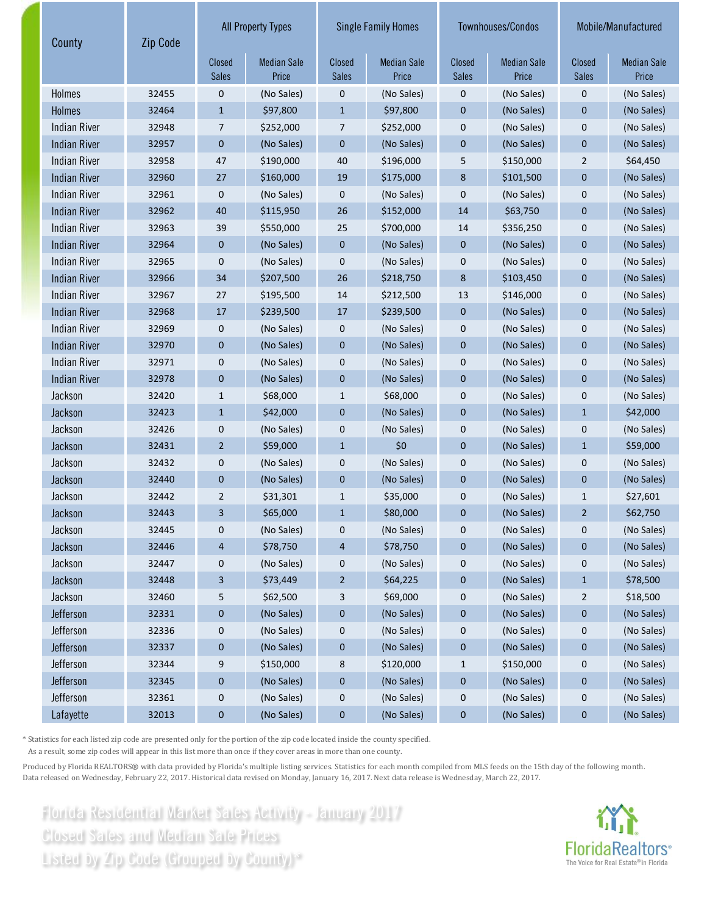| County | Zip Code | All Property Types | | Single Family Homes | | Townhouses/Condos | | Mobile/Manufactured | |
|---|---|---|---|---|---|---|---|---|---|
| | | Closed Sales | Median Sale Price | Closed Sales | Median Sale Price | Closed Sales | Median Sale Price | Closed Sales | Median Sale Price |
| Holmes | 32455 | 0 | (No Sales) | 0 | (No Sales) | 0 | (No Sales) | 0 | (No Sales) |
| Holmes | 32464 | 1 | $97,800 | 1 | $97,800 | 0 | (No Sales) | 0 | (No Sales) |
| Indian River | 32948 | 7 | $252,000 | 7 | $252,000 | 0 | (No Sales) | 0 | (No Sales) |
| Indian River | 32957 | 0 | (No Sales) | 0 | (No Sales) | 0 | (No Sales) | 0 | (No Sales) |
| Indian River | 32958 | 47 | $190,000 | 40 | $196,000 | 5 | $150,000 | 2 | $64,450 |
| Indian River | 32960 | 27 | $160,000 | 19 | $175,000 | 8 | $101,500 | 0 | (No Sales) |
| Indian River | 32961 | 0 | (No Sales) | 0 | (No Sales) | 0 | (No Sales) | 0 | (No Sales) |
| Indian River | 32962 | 40 | $115,950 | 26 | $152,000 | 14 | $63,750 | 0 | (No Sales) |
| Indian River | 32963 | 39 | $550,000 | 25 | $700,000 | 14 | $356,250 | 0 | (No Sales) |
| Indian River | 32964 | 0 | (No Sales) | 0 | (No Sales) | 0 | (No Sales) | 0 | (No Sales) |
| Indian River | 32965 | 0 | (No Sales) | 0 | (No Sales) | 0 | (No Sales) | 0 | (No Sales) |
| Indian River | 32966 | 34 | $207,500 | 26 | $218,750 | 8 | $103,450 | 0 | (No Sales) |
| Indian River | 32967 | 27 | $195,500 | 14 | $212,500 | 13 | $146,000 | 0 | (No Sales) |
| Indian River | 32968 | 17 | $239,500 | 17 | $239,500 | 0 | (No Sales) | 0 | (No Sales) |
| Indian River | 32969 | 0 | (No Sales) | 0 | (No Sales) | 0 | (No Sales) | 0 | (No Sales) |
| Indian River | 32970 | 0 | (No Sales) | 0 | (No Sales) | 0 | (No Sales) | 0 | (No Sales) |
| Indian River | 32971 | 0 | (No Sales) | 0 | (No Sales) | 0 | (No Sales) | 0 | (No Sales) |
| Indian River | 32978 | 0 | (No Sales) | 0 | (No Sales) | 0 | (No Sales) | 0 | (No Sales) |
| Jackson | 32420 | 1 | $68,000 | 1 | $68,000 | 0 | (No Sales) | 0 | (No Sales) |
| Jackson | 32423 | 1 | $42,000 | 0 | (No Sales) | 0 | (No Sales) | 1 | $42,000 |
| Jackson | 32426 | 0 | (No Sales) | 0 | (No Sales) | 0 | (No Sales) | 0 | (No Sales) |
| Jackson | 32431 | 2 | $59,000 | 1 | $0 | 0 | (No Sales) | 1 | $59,000 |
| Jackson | 32432 | 0 | (No Sales) | 0 | (No Sales) | 0 | (No Sales) | 0 | (No Sales) |
| Jackson | 32440 | 0 | (No Sales) | 0 | (No Sales) | 0 | (No Sales) | 0 | (No Sales) |
| Jackson | 32442 | 2 | $31,301 | 1 | $35,000 | 0 | (No Sales) | 1 | $27,601 |
| Jackson | 32443 | 3 | $65,000 | 1 | $80,000 | 0 | (No Sales) | 2 | $62,750 |
| Jackson | 32445 | 0 | (No Sales) | 0 | (No Sales) | 0 | (No Sales) | 0 | (No Sales) |
| Jackson | 32446 | 4 | $78,750 | 4 | $78,750 | 0 | (No Sales) | 0 | (No Sales) |
| Jackson | 32447 | 0 | (No Sales) | 0 | (No Sales) | 0 | (No Sales) | 0 | (No Sales) |
| Jackson | 32448 | 3 | $73,449 | 2 | $64,225 | 0 | (No Sales) | 1 | $78,500 |
| Jackson | 32460 | 5 | $62,500 | 3 | $69,000 | 0 | (No Sales) | 2 | $18,500 |
| Jefferson | 32331 | 0 | (No Sales) | 0 | (No Sales) | 0 | (No Sales) | 0 | (No Sales) |
| Jefferson | 32336 | 0 | (No Sales) | 0 | (No Sales) | 0 | (No Sales) | 0 | (No Sales) |
| Jefferson | 32337 | 0 | (No Sales) | 0 | (No Sales) | 0 | (No Sales) | 0 | (No Sales) |
| Jefferson | 32344 | 9 | $150,000 | 8 | $120,000 | 1 | $150,000 | 0 | (No Sales) |
| Jefferson | 32345 | 0 | (No Sales) | 0 | (No Sales) | 0 | (No Sales) | 0 | (No Sales) |
| Jefferson | 32361 | 0 | (No Sales) | 0 | (No Sales) | 0 | (No Sales) | 0 | (No Sales) |
| Lafayette | 32013 | 0 | (No Sales) | 0 | (No Sales) | 0 | (No Sales) | 0 | (No Sales) |

* Statistics for each listed zip code are presented only for the portion of the zip code located inside the county specified.
As a result, some zip codes will appear in this list more than once if they cover areas in more than one county.

Produced by Florida REALTORS® with data provided by Florida's multiple listing services. Statistics for each month compiled from MLS feeds on the 15th day of the following month. Data released on Wednesday, February 22, 2017. Historical data revised on Monday, January 16, 2017. Next data release is Wednesday, March 22, 2017.

Florida Residential Market Sales Activity - January 2017
Closed Sales and Median Sale Prices
Listed by Zip Code (Grouped by County)*

FloridaRealtors®
The Voice for Real Estate® in Florida